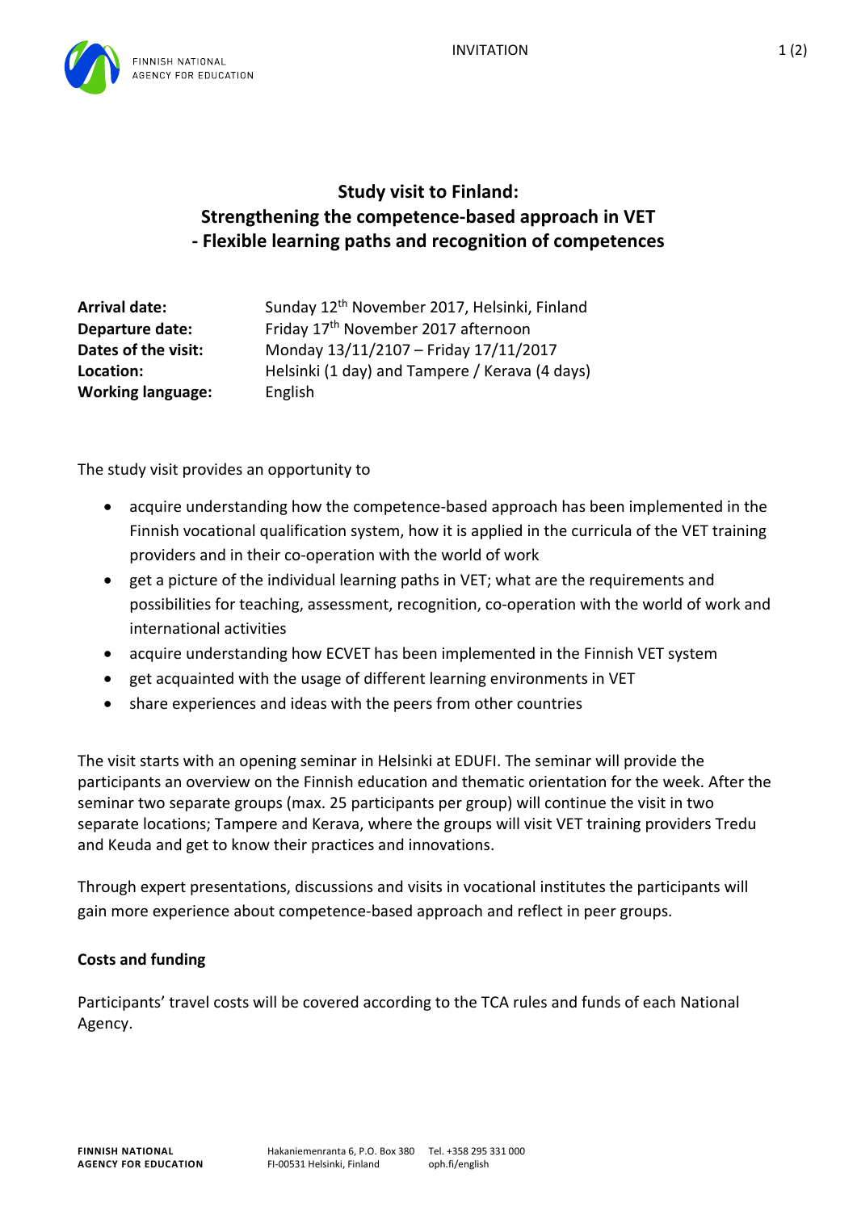# Study visit to Finland: Strengthening the competence-based approach in VET - Flexible learning paths and recognition of competences

| | |
|---|---|
| **Arrival date:** | Sunday 12th November 2017, Helsinki, Finland |
| **Departure date:** | Friday 17th November 2017 afternoon |
| **Dates of the visit:** | Monday 13/11/2107 – Friday 17/11/2017 |
| **Location:** | Helsinki (1 day) and Tampere / Kerava (4 days) |
| **Working language:** | English |

The study visit provides an opportunity to

- acquire understanding how the competence-based approach has been implemented in the Finnish vocational qualification system, how it is applied in the curricula of the VET training providers and in their co-operation with the world of work
- get a picture of the individual learning paths in VET; what are the requirements and possibilities for teaching, assessment, recognition, co-operation with the world of work and international activities
- acquire understanding how ECVET has been implemented in the Finnish VET system
- get acquainted with the usage of different learning environments in VET
- share experiences and ideas with the peers from other countries

The visit starts with an opening seminar in Helsinki at EDUFI. The seminar will provide the participants an overview on the Finnish education and thematic orientation for the week. After the seminar two separate groups (max. 25 participants per group) will continue the visit in two separate locations; Tampere and Kerava, where the groups will visit VET training providers Tredu and Keuda and get to know their practices and innovations.

Through expert presentations, discussions and visits in vocational institutes the participants will gain more experience about competence-based approach and reflect in peer groups.

## Costs and funding

Participants' travel costs will be covered according to the TCA rules and funds of each National Agency.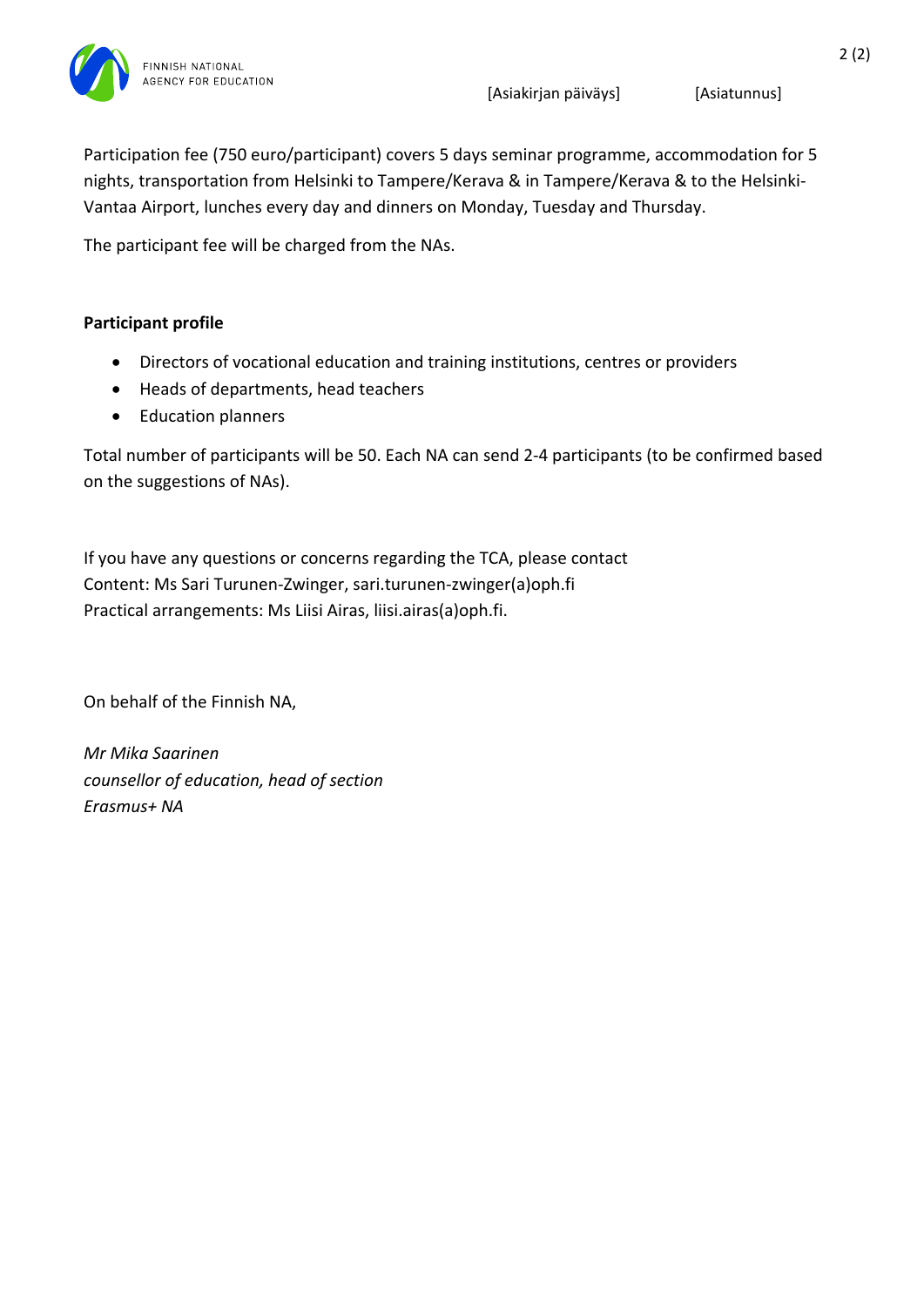Participation fee (750 euro/participant) covers 5 days seminar programme, accommodation for 5 nights, transportation from Helsinki to Tampere/Kerava & in Tampere/Kerava & to the Helsinki-Vantaa Airport, lunches every day and dinners on Monday, Tuesday and Thursday.

The participant fee will be charged from the NAs.

**Participant profile**

- Directors of vocational education and training institutions, centres or providers
- Heads of departments, head teachers
- Education planners

Total number of participants will be 50. Each NA can send 2-4 participants (to be confirmed based on the suggestions of NAs).

If you have any questions or concerns regarding the TCA, please contact
Content: Ms Sari Turunen-Zwinger, sari.turunen-zwinger(a)oph.fi
Practical arrangements: Ms Liisi Airas, liisi.airas(a)oph.fi.

On behalf of the Finnish NA,

*Mr Mika Saarinen*
*counsellor of education, head of section*
*Erasmus+ NA*